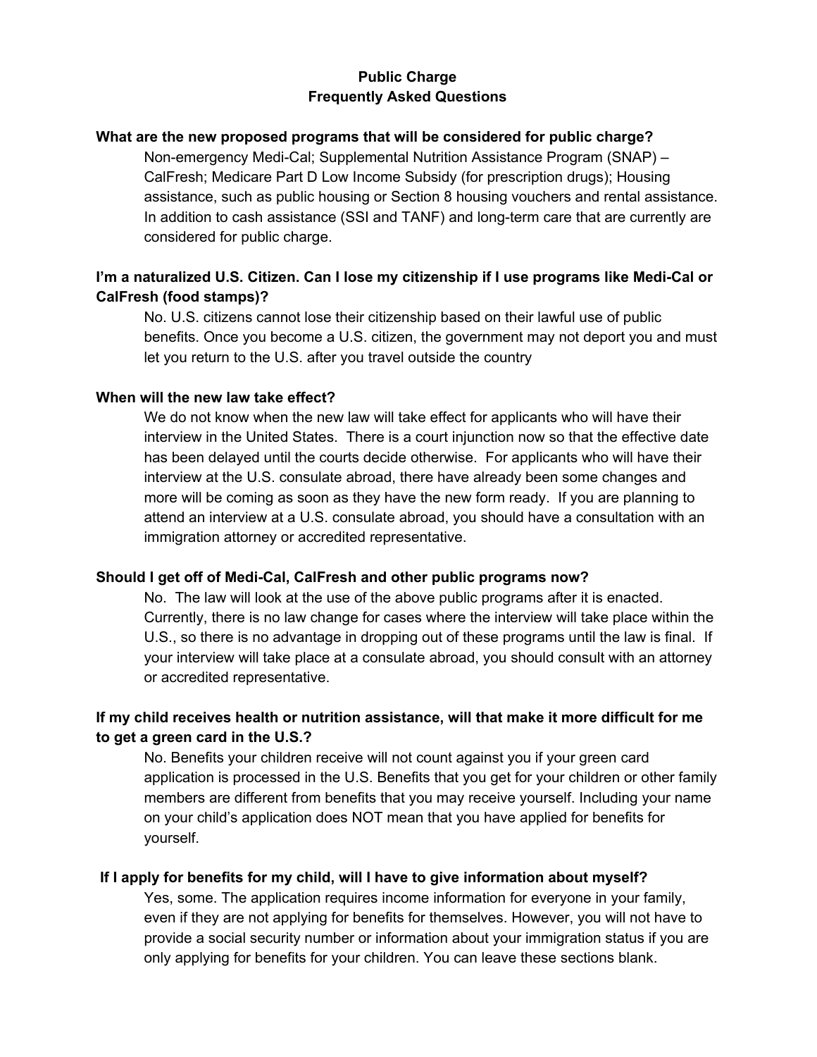# Public Charge
## Frequently Asked Questions

**What are the new proposed programs that will be considered for public charge?**

Non-emergency Medi-Cal; Supplemental Nutrition Assistance Program (SNAP) – CalFresh; Medicare Part D Low Income Subsidy (for prescription drugs); Housing assistance, such as public housing or Section 8 housing vouchers and rental assistance. In addition to cash assistance (SSI and TANF) and long-term care that are currently are considered for public charge.

**I'm a naturalized U.S. Citizen. Can I lose my citizenship if I use programs like Medi-Cal or CalFresh (food stamps)?**

No. U.S. citizens cannot lose their citizenship based on their lawful use of public benefits. Once you become a U.S. citizen, the government may not deport you and must let you return to the U.S. after you travel outside the country

**When will the new law take effect?**

We do not know when the new law will take effect for applicants who will have their interview in the United States. There is a court injunction now so that the effective date has been delayed until the courts decide otherwise. For applicants who will have their interview at the U.S. consulate abroad, there have already been some changes and more will be coming as soon as they have the new form ready. If you are planning to attend an interview at a U.S. consulate abroad, you should have a consultation with an immigration attorney or accredited representative.

**Should I get off of Medi-Cal, CalFresh and other public programs now?**

No. The law will look at the use of the above public programs after it is enacted. Currently, there is no law change for cases where the interview will take place within the U.S., so there is no advantage in dropping out of these programs until the law is final. If your interview will take place at a consulate abroad, you should consult with an attorney or accredited representative.

**If my child receives health or nutrition assistance, will that make it more difficult for me to get a green card in the U.S.?**

No. Benefits your children receive will not count against you if your green card application is processed in the U.S. Benefits that you get for your children or other family members are different from benefits that you may receive yourself. Including your name on your child's application does NOT mean that you have applied for benefits for yourself.

**If I apply for benefits for my child, will I have to give information about myself?**

Yes, some. The application requires income information for everyone in your family, even if they are not applying for benefits for themselves. However, you will not have to provide a social security number or information about your immigration status if you are only applying for benefits for your children. You can leave these sections blank.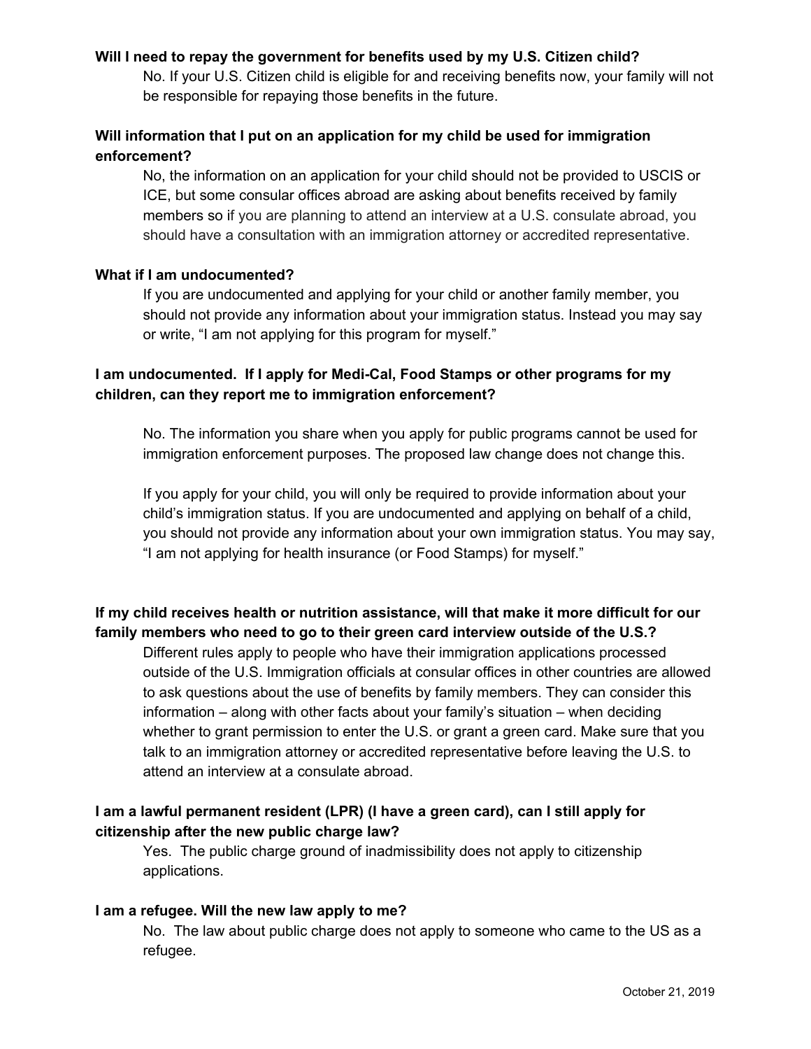**Will I need to repay the government for benefits used by my U.S. Citizen child?**

No. If your U.S. Citizen child is eligible for and receiving benefits now, your family will not be responsible for repaying those benefits in the future.

**Will information that I put on an application for my child be used for immigration enforcement?**

No, the information on an application for your child should not be provided to USCIS or ICE, but some consular offices abroad are asking about benefits received by family members so if you are planning to attend an interview at a U.S. consulate abroad, you should have a consultation with an immigration attorney or accredited representative.

**What if I am undocumented?**

If you are undocumented and applying for your child or another family member, you should not provide any information about your immigration status. Instead you may say or write, "I am not applying for this program for myself."

**I am undocumented. If I apply for Medi-Cal, Food Stamps or other programs for my children, can they report me to immigration enforcement?**

No. The information you share when you apply for public programs cannot be used for immigration enforcement purposes. The proposed law change does not change this.

If you apply for your child, you will only be required to provide information about your child's immigration status. If you are undocumented and applying on behalf of a child, you should not provide any information about your own immigration status. You may say, "I am not applying for health insurance (or Food Stamps) for myself."

**If my child receives health or nutrition assistance, will that make it more difficult for our family members who need to go to their green card interview outside of the U.S.?**

Different rules apply to people who have their immigration applications processed outside of the U.S. Immigration officials at consular offices in other countries are allowed to ask questions about the use of benefits by family members. They can consider this information – along with other facts about your family's situation – when deciding whether to grant permission to enter the U.S. or grant a green card. Make sure that you talk to an immigration attorney or accredited representative before leaving the U.S. to attend an interview at a consulate abroad.

**I am a lawful permanent resident (LPR) (I have a green card), can I still apply for citizenship after the new public charge law?**

Yes. The public charge ground of inadmissibility does not apply to citizenship applications.

**I am a refugee. Will the new law apply to me?**

No. The law about public charge does not apply to someone who came to the US as a refugee.

October 21, 2019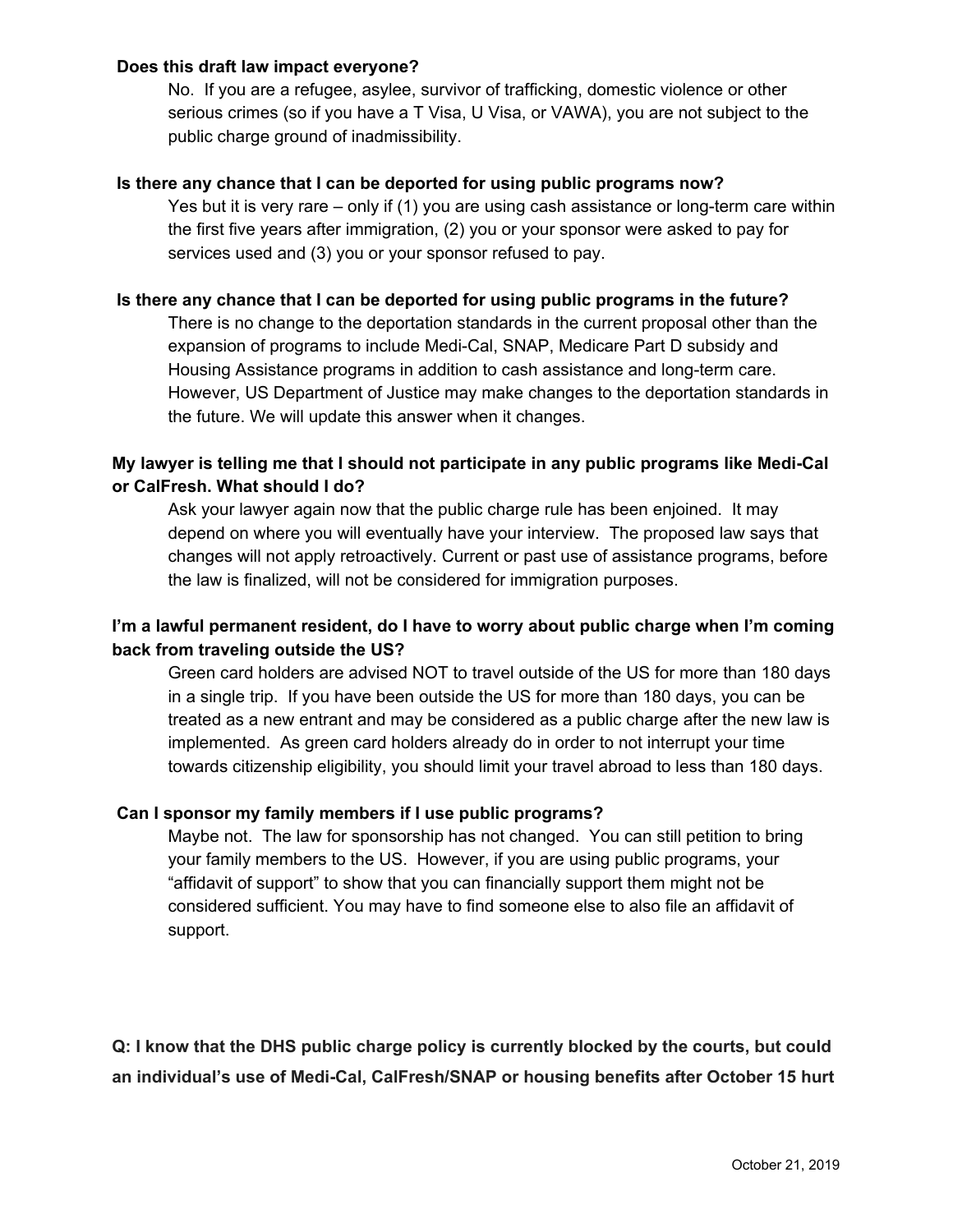**Does this draft law impact everyone?**

No. If you are a refugee, asylee, survivor of trafficking, domestic violence or other serious crimes (so if you have a T Visa, U Visa, or VAWA), you are not subject to the public charge ground of inadmissibility.

**Is there any chance that I can be deported for using public programs now?**

Yes but it is very rare – only if (1) you are using cash assistance or long-term care within the first five years after immigration, (2) you or your sponsor were asked to pay for services used and (3) you or your sponsor refused to pay.

**Is there any chance that I can be deported for using public programs in the future?**

There is no change to the deportation standards in the current proposal other than the expansion of programs to include Medi-Cal, SNAP, Medicare Part D subsidy and Housing Assistance programs in addition to cash assistance and long-term care. However, US Department of Justice may make changes to the deportation standards in the future. We will update this answer when it changes.

**My lawyer is telling me that I should not participate in any public programs like Medi-Cal or CalFresh. What should I do?**

Ask your lawyer again now that the public charge rule has been enjoined. It may depend on where you will eventually have your interview. The proposed law says that changes will not apply retroactively. Current or past use of assistance programs, before the law is finalized, will not be considered for immigration purposes.

**I'm a lawful permanent resident, do I have to worry about public charge when I'm coming back from traveling outside the US?**

Green card holders are advised NOT to travel outside of the US for more than 180 days in a single trip. If you have been outside the US for more than 180 days, you can be treated as a new entrant and may be considered as a public charge after the new law is implemented. As green card holders already do in order to not interrupt your time towards citizenship eligibility, you should limit your travel abroad to less than 180 days.

**Can I sponsor my family members if I use public programs?**

Maybe not. The law for sponsorship has not changed. You can still petition to bring your family members to the US. However, if you are using public programs, your "affidavit of support" to show that you can financially support them might not be considered sufficient. You may have to find someone else to also file an affidavit of support.

**Q: I know that the DHS public charge policy is currently blocked by the courts, but could an individual's use of Medi-Cal, CalFresh/SNAP or housing benefits after October 15 hurt**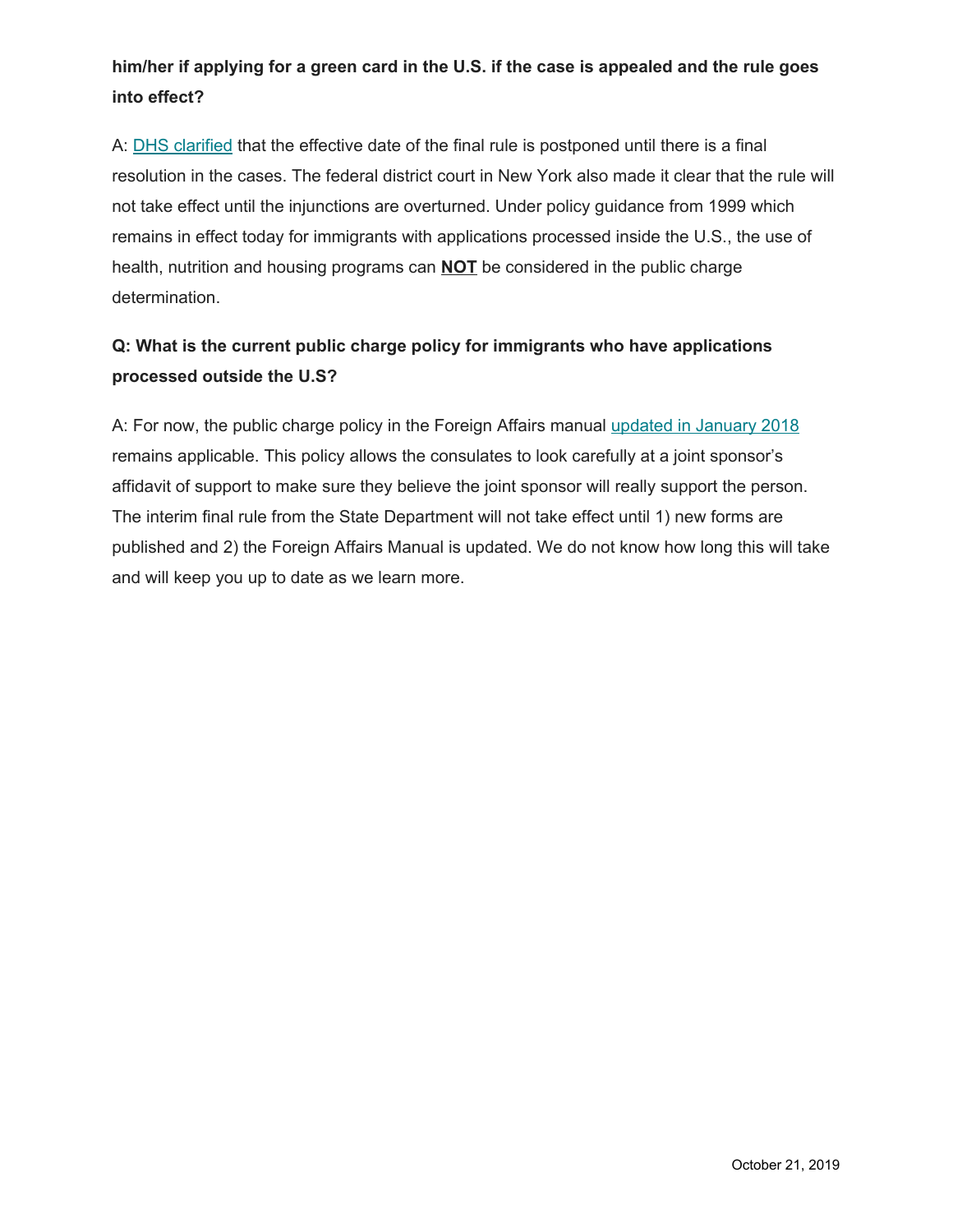**him/her if applying for a green card in the U.S. if the case is appealed and the rule goes into effect?**

A: DHS clarified that the effective date of the final rule is postponed until there is a final resolution in the cases. The federal district court in New York also made it clear that the rule will not take effect until the injunctions are overturned. Under policy guidance from 1999 which remains in effect today for immigrants with applications processed inside the U.S., the use of health, nutrition and housing programs can **NOT** be considered in the public charge determination.

**Q: What is the current public charge policy for immigrants who have applications processed outside the U.S?**

A: For now, the public charge policy in the Foreign Affairs manual updated in January 2018 remains applicable. This policy allows the consulates to look carefully at a joint sponsor's affidavit of support to make sure they believe the joint sponsor will really support the person. The interim final rule from the State Department will not take effect until 1) new forms are published and 2) the Foreign Affairs Manual is updated. We do not know how long this will take and will keep you up to date as we learn more.

October 21, 2019